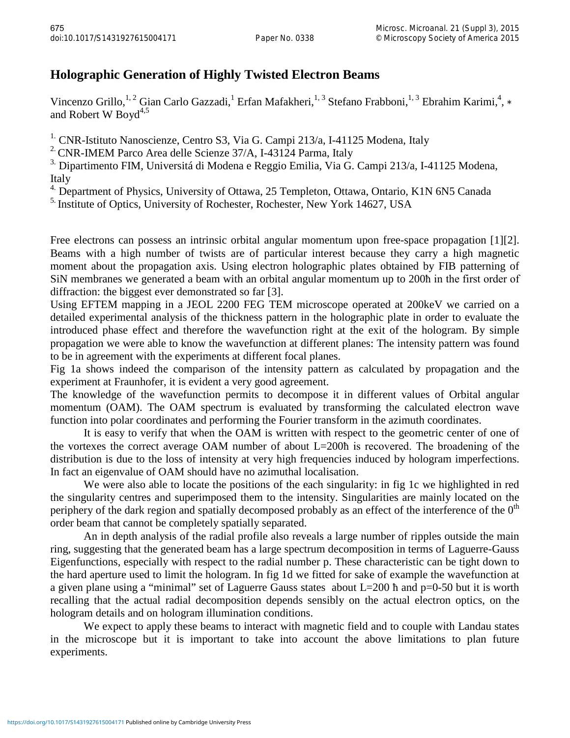# Holographic Generation of Highly Twisted Electron Beams

Vincenzo Grillo,[1, 2] Gian Carlo Gazzadi,[1] Erfan Mafakheri,[1, 3] Stefano Frabboni,[1, 3] Ebrahim Karimi,[4], * and Robert W Boyd[4,5]

[1.] CNR-Istituto Nanoscienze, Centro S3, Via G. Campi 213/a, I-41125 Modena, Italy

[2.] CNR-IMEM Parco Area delle Scienze 37/A, I-43124 Parma, Italy

[3.] Dipartimento FIM, Universitá di Modena e Reggio Emilia, Via G. Campi 213/a, I-41125 Modena, Italy

[4.] Department of Physics, University of Ottawa, 25 Templeton, Ottawa, Ontario, K1N 6N5 Canada

[5.] Institute of Optics, University of Rochester, Rochester, New York 14627, USA

Free electrons can possess an intrinsic orbital angular momentum upon free-space propagation [1][2]. Beams with a high number of twists are of particular interest because they carry a high magnetic moment about the propagation axis. Using electron holographic plates obtained by FIB patterning of SiN membranes we generated a beam with an orbital angular momentum up to 200ħ in the first order of diffraction: the biggest ever demonstrated so far [3].

Using EFTEM mapping in a JEOL 2200 FEG TEM microscope operated at 200keV we carried on a detailed experimental analysis of the thickness pattern in the holographic plate in order to evaluate the introduced phase effect and therefore the wavefunction right at the exit of the hologram. By simple propagation we were able to know the wavefunction at different planes: The intensity pattern was found to be in agreement with the experiments at different focal planes.

Fig 1a shows indeed the comparison of the intensity pattern as calculated by propagation and the experiment at Fraunhofer, it is evident a very good agreement.

The knowledge of the wavefunction permits to decompose it in different values of Orbital angular momentum (OAM). The OAM spectrum is evaluated by transforming the calculated electron wave function into polar coordinates and performing the Fourier transform in the azimuth coordinates.

It is easy to verify that when the OAM is written with respect to the geometric center of one of the vortexes the correct average OAM number of about L=200ħ is recovered. The broadening of the distribution is due to the loss of intensity at very high frequencies induced by hologram imperfections. In fact an eigenvalue of OAM should have no azimuthal localisation.

We were also able to locate the positions of the each singularity: in fig 1c we highlighted in red the singularity centres and superimposed them to the intensity. Singularities are mainly located on the periphery of the dark region and spatially decomposed probably as an effect of the interference of the 0th order beam that cannot be completely spatially separated.

An in depth analysis of the radial profile also reveals a large number of ripples outside the main ring, suggesting that the generated beam has a large spectrum decomposition in terms of Laguerre-Gauss Eigenfunctions, especially with respect to the radial number p. These characteristic can be tight down to the hard aperture used to limit the hologram. In fig 1d we fitted for sake of example the wavefunction at a given plane using a "minimal" set of Laguerre Gauss states about L=200 ħ and p=0-50 but it is worth recalling that the actual radial decomposition depends sensibly on the actual electron optics, on the hologram details and on hologram illumination conditions.

We expect to apply these beams to interact with magnetic field and to couple with Landau states in the microscope but it is important to take into account the above limitations to plan future experiments.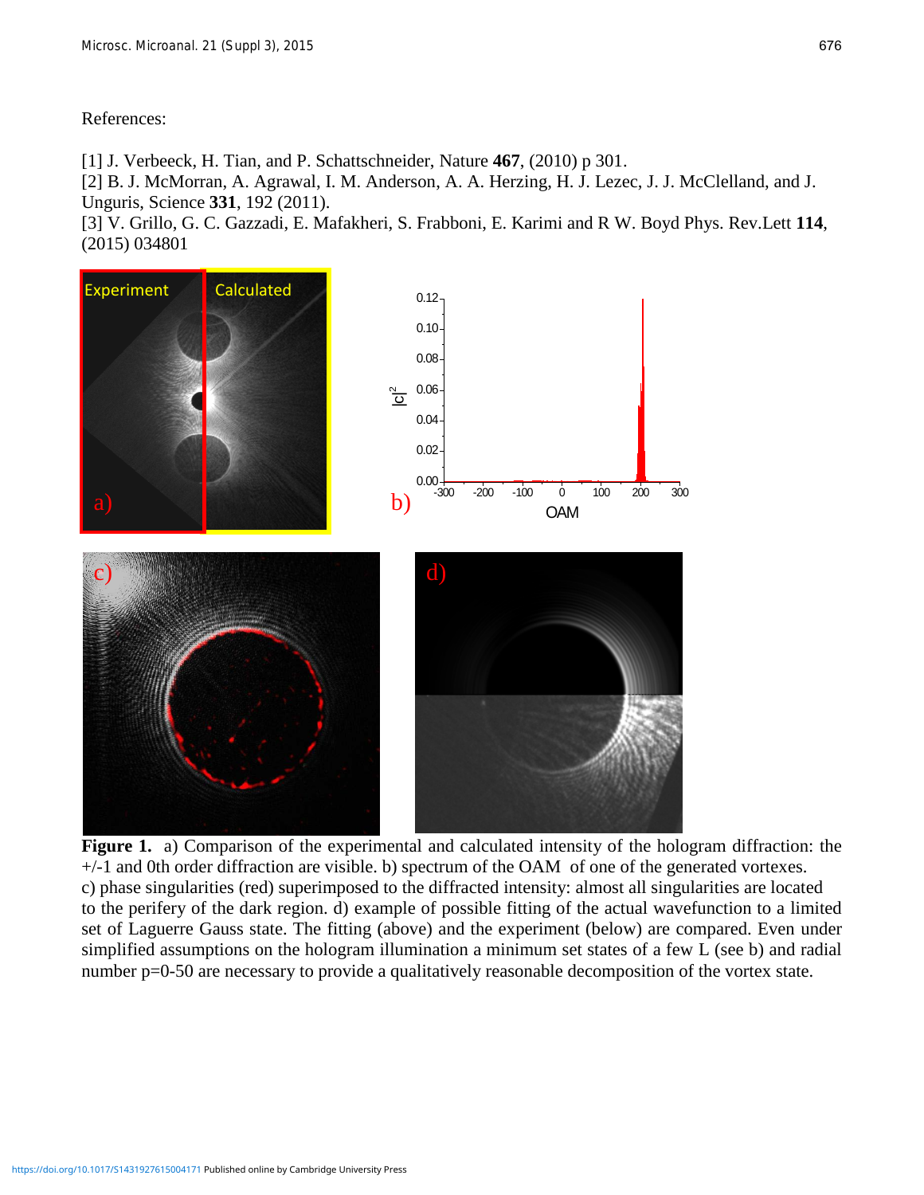References:

[1] J. Verbeeck, H. Tian, and P. Schattschneider, Nature **467**, (2010) p 301.
[2] B. J. McMorran, A. Agrawal, I. M. Anderson, A. A. Herzing, H. J. Lezec, J. J. McClelland, and J. Unguris, Science **331**, 192 (2011).
[3] V. Grillo, G. C. Gazzadi, E. Mafakheri, S. Frabboni, E. Karimi and R W. Boyd Phys. Rev.Lett **114**, (2015) 034801

Experiment
Calculated
a)

b)
$|c|^2$
0.12
0.10
0.08
0.06
0.04
0.02
0.00
-300 -200 -100 0 100 200 300
OAM

c)

d)

**Figure 1.** a) Comparison of the experimental and calculated intensity of the hologram diffraction: the +/-1 and 0th order diffraction are visible. b) spectrum of the OAM of one of the generated vortexes. c) phase singularities (red) superimposed to the diffracted intensity: almost all singularities are located to the perifery of the dark region. d) example of possible fitting of the actual wavefunction to a limited set of Laguerre Gauss state. The fitting (above) and the experiment (below) are compared. Even under simplified assumptions on the hologram illumination a minimum set states of a few L (see b) and radial number p=0-50 are necessary to provide a qualitatively reasonable decomposition of the vortex state.